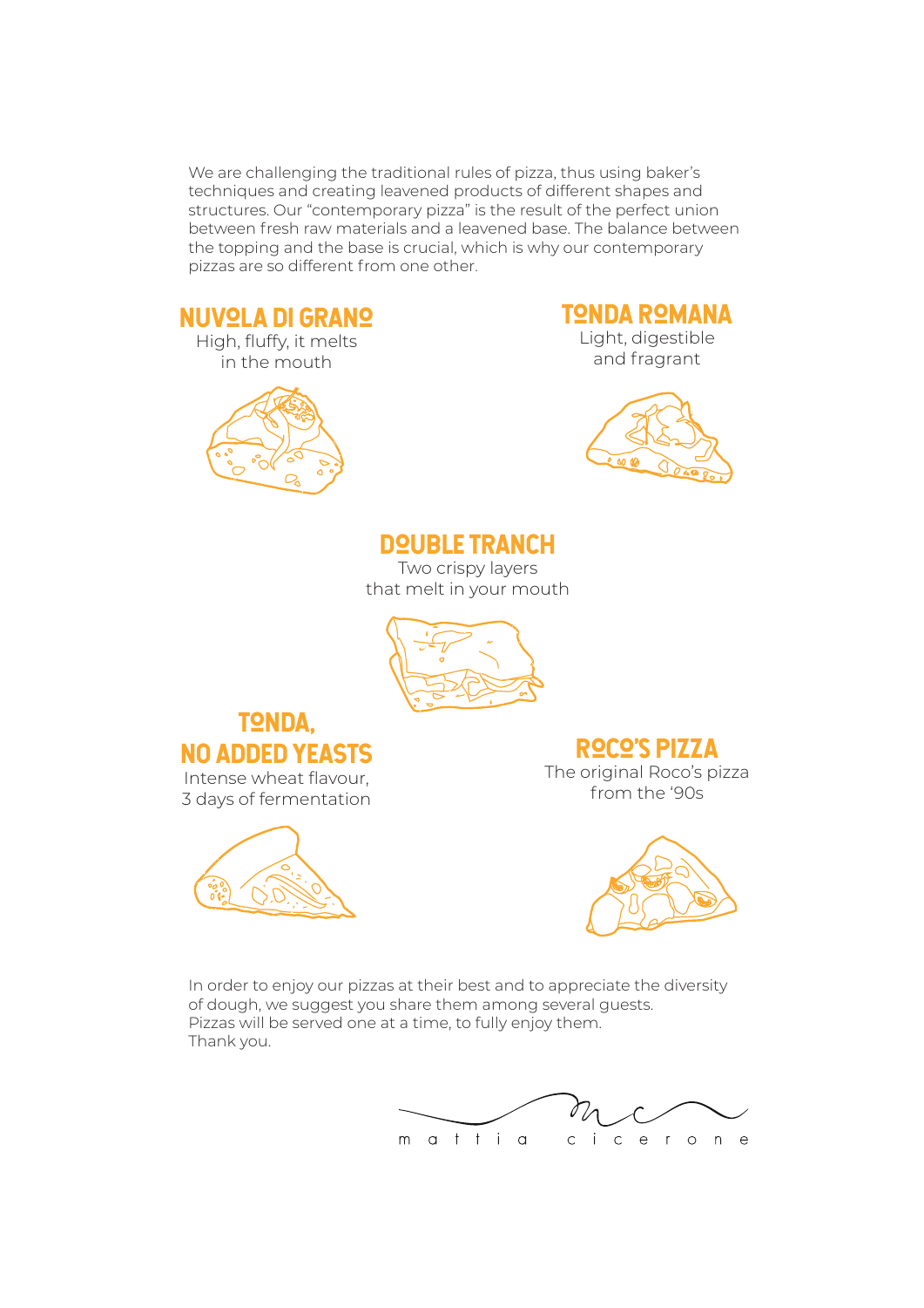We are challenging the traditional rules of pizza, thus using baker's techniques and creating leavened products of different shapes and structures. Our "contemporary pizza" is the result of the perfect union between fresh raw materials and a leavened base. The balance between the topping and the base is crucial, which is why our contemporary pizzas are so different from one other.

## NUVOLA DI GRANO

High, fluffy, it melts in the mouth

## TONDA ROMANA

Light, digestible and fragrant

## DOUBLE TRANCH

Two crispy layers that melt in your mouth

## TONDA, NO ADDED YEASTS

Intense wheat flavour, 3 days of fermentation

## ROCO'S PIZZA

The original Roco's pizza from the '90s

In order to enjoy our pizzas at their best and to appreciate the diversity of dough, we suggest you share them among several guests.
Pizzas will be served one at a time, to fully enjoy them.
Thank you.

mattia cicerone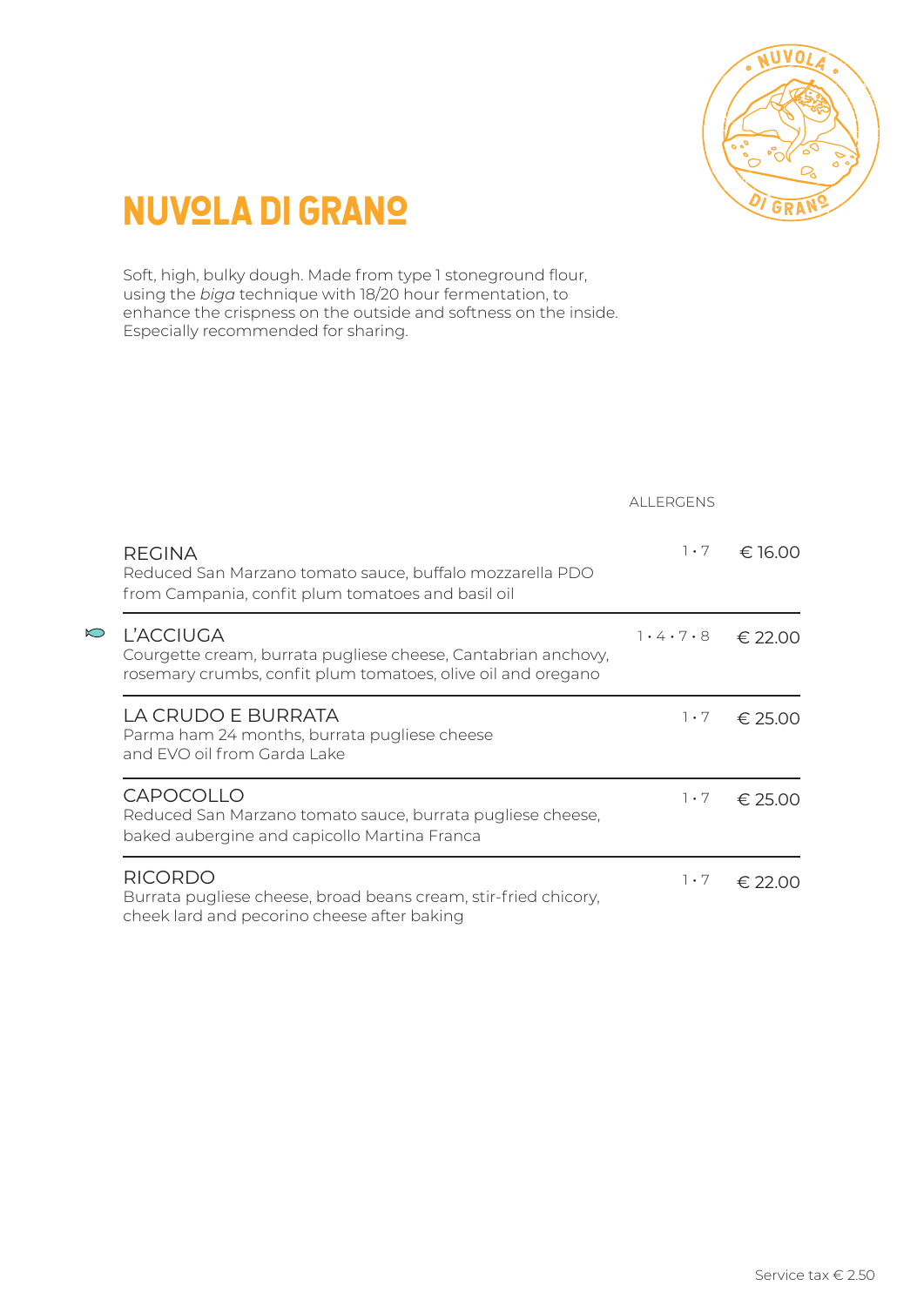# NUVOLA DI GRANO

Soft, high, bulky dough. Made from type 1 stoneground flour, using the *biga* technique with 18/20 hour fermentation, to enhance the crispness on the outside and softness on the inside. Especially recommended for sharing.

| | ALLERGENS | |
|---|---|---|
| REGINA<br>Reduced San Marzano tomato sauce, buffalo mozzarella PDO from Campania, confit plum tomatoes and basil oil | 1 • 7 | € 16.00 |
| L'ACCIUGA<br>Courgette cream, burrata pugliese cheese, Cantabrian anchovy, rosemary crumbs, confit plum tomatoes, olive oil and oregano | 1 • 4 • 7 • 8 | € 22.00 |
| LA CRUDO E BURRATA<br>Parma ham 24 months, burrata pugliese cheese and EVO oil from Garda Lake | 1 • 7 | € 25.00 |
| CAPOCOLLO<br>Reduced San Marzano tomato sauce, burrata pugliese cheese, baked aubergine and capicollo Martina Franca | 1 • 7 | € 25.00 |
| RICORDO<br>Burrata pugliese cheese, broad beans cream, stir-fried chicory, cheek lard and pecorino cheese after baking | 1 • 7 | € 22.00 |

Service tax € 2.50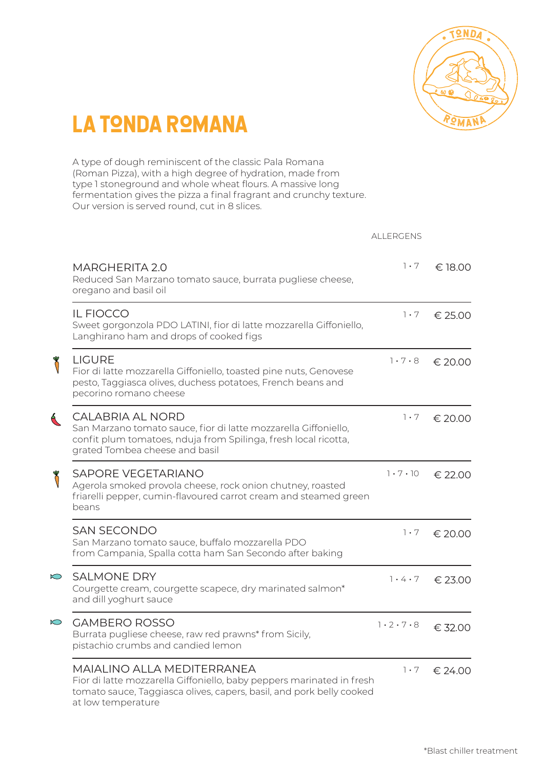# LA TONDA ROMANA

A type of dough reminiscent of the classic Pala Romana (Roman Pizza), with a high degree of hydration, made from type 1 stoneground and whole wheat flours. A massive long fermentation gives the pizza a final fragrant and crunchy texture. Our version is served round, cut in 8 slices.

| | ALLERGENS | |
|---|---|---|
| **MARGHERITA 2.0**<br>Reduced San Marzano tomato sauce, burrata pugliese cheese, oregano and basil oil | 1 • 7 | € 18.00 |
| **IL FIOCCO**<br>Sweet gorgonzola PDO LATINI, fior di latte mozzarella Giffoniello, Langhirano ham and drops of cooked figs | 1 • 7 | € 25.00 |
| **LIGURE**<br>Fior di latte mozzarella Giffoniello, toasted pine nuts, Genovese pesto, Taggiasca olives, duchess potatoes, French beans and pecorino romano cheese | 1 • 7 • 8 | € 20.00 |
| **CALABRIA AL NORD**<br>San Marzano tomato sauce, fior di latte mozzarella Giffoniello, confit plum tomatoes, nduja from Spilinga, fresh local ricotta, grated Tombea cheese and basil | 1 • 7 | € 20.00 |
| **SAPORE VEGETARIANO**<br>Agerola smoked provola cheese, rock onion chutney, roasted friarelli pepper, cumin-flavoured carrot cream and steamed green beans | 1 • 7 • 10 | € 22.00 |
| **SAN SECONDO**<br>San Marzano tomato sauce, buffalo mozzarella PDO from Campania, Spalla cotta ham San Secondo after baking | 1 • 7 | € 20.00 |
| **SALMONE DRY**<br>Courgette cream, courgette scapece, dry marinated salmon* and dill yoghurt sauce | 1 • 4 • 7 | € 23.00 |
| **GAMBERO ROSSO**<br>Burrata pugliese cheese, raw red prawns* from Sicily, pistachio crumbs and candied lemon | 1 • 2 • 7 • 8 | € 32.00 |
| **MAIALINO ALLA MEDITERRANEA**<br>Fior di latte mozzarella Giffoniello, baby peppers marinated in fresh tomato sauce, Taggiasca olives, capers, basil, and pork belly cooked at low temperature | 1 • 7 | € 24.00 |

*Blast chiller treatment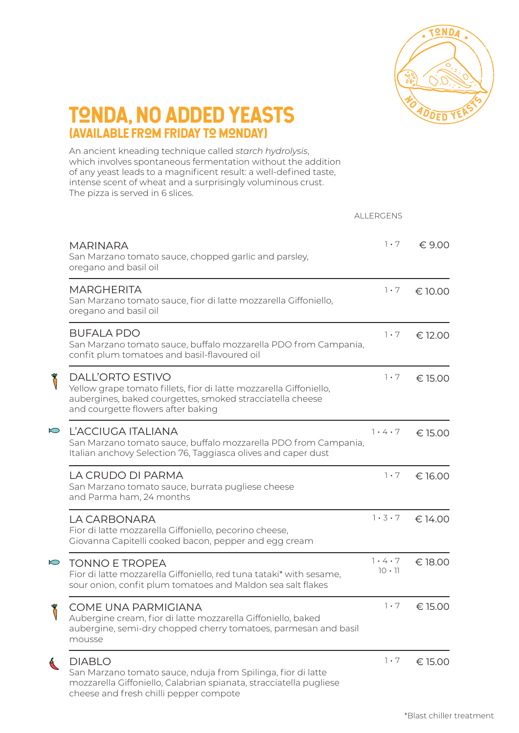# TONDA, NO ADDED YEASTS
## (AVAILABLE FROM FRIDAY TO MONDAY)

An ancient kneading technique called *starch hydrolysis*, which involves spontaneous fermentation without the addition of any yeast leads to a magnificent result: a well-defined taste, intense scent of wheat and a surprisingly voluminous crust. The pizza is served in 6 slices.

| | ALLERGENS | |
|---|---|---|
| **MARINARA**<br>San Marzano tomato sauce, chopped garlic and parsley, oregano and basil oil | 1 • 7 | € 9.00 |
| **MARGHERITA**<br>San Marzano tomato sauce, fior di latte mozzarella Giffoniello, oregano and basil oil | 1 • 7 | € 10.00 |
| **BUFALA PDO**<br>San Marzano tomato sauce, buffalo mozzarella PDO from Campania, confit plum tomatoes and basil-flavoured oil | 1 • 7 | € 12.00 |
| **DALL'ORTO ESTIVO**<br>Yellow grape tomato fillets, fior di latte mozzarella Giffoniello, aubergines, baked courgettes, smoked stracciatella cheese and courgette flowers after baking | 1 • 7 | € 15.00 |
| **L'ACCIUGA ITALIANA**<br>San Marzano tomato sauce, buffalo mozzarella PDO from Campania, Italian anchovy Selection 76, Taggiasca olives and caper dust | 1 • 4 • 7 | € 15.00 |
| **LA CRUDO DI PARMA**<br>San Marzano tomato sauce, burrata pugliese cheese and Parma ham, 24 months | 1 • 7 | € 16.00 |
| **LA CARBONARA**<br>Fior di latte mozzarella Giffoniello, pecorino cheese, Giovanna Capitelli cooked bacon, pepper and egg cream | 1 • 3 • 7 | € 14.00 |
| **TONNO E TROPEA**<br>Fior di latte mozzarella Giffoniello, red tuna tataki* with sesame, sour onion, confit plum tomatoes and Maldon sea salt flakes | 1 • 4 • 7<br>10 • 11 | € 18.00 |
| **COME UNA PARMIGIANA**<br>Aubergine cream, fior di latte mozzarella Giffoniello, baked aubergine, semi-dry chopped cherry tomatoes, parmesan and basil mousse | 1 • 7 | € 15.00 |
| **DIABLO**<br>San Marzano tomato sauce, nduja from Spilinga, fior di latte mozzarella Giffoniello, Calabrian spianata, stracciatella pugliese cheese and fresh chilli pepper compote | 1 • 7 | € 15.00 |

*Blast chiller treatment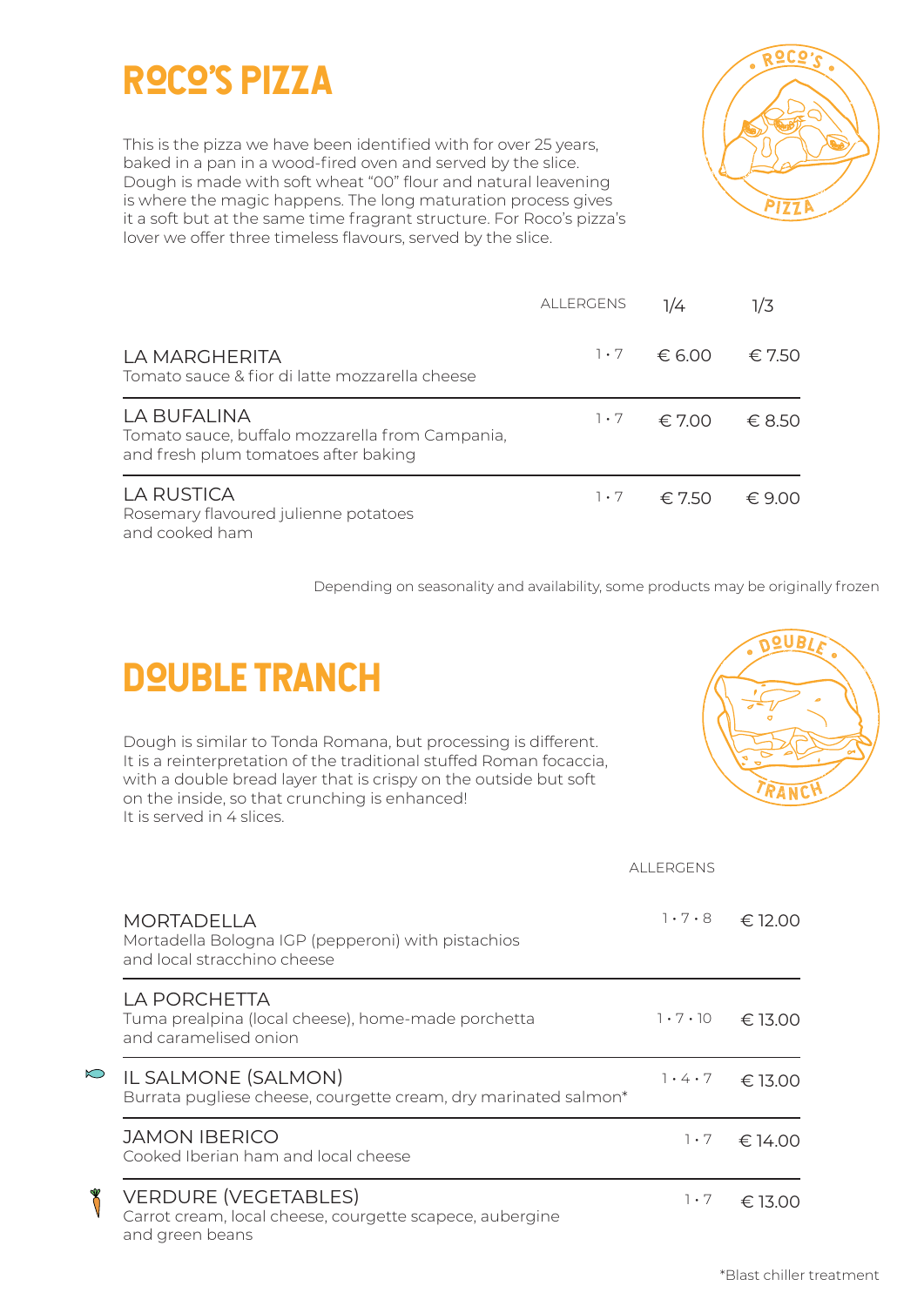# ROCO'S PIZZA

This is the pizza we have been identified with for over 25 years, baked in a pan in a wood-fired oven and served by the slice. Dough is made with soft wheat "00" flour and natural leavening is where the magic happens. The long maturation process gives it a soft but at the same time fragrant structure. For Roco's pizza's lover we offer three timeless flavours, served by the slice.

| | ALLERGENS | 1/4 | 1/3 |
|---|---|---|---|
| LA MARGHERITA<br>Tomato sauce & fior di latte mozzarella cheese | 1 • 7 | € 6.00 | € 7.50 |
| LA BUFALINA<br>Tomato sauce, buffalo mozzarella from Campania, and fresh plum tomatoes after baking | 1 • 7 | € 7.00 | € 8.50 |
| LA RUSTICA<br>Rosemary flavoured julienne potatoes and cooked ham | 1 • 7 | € 7.50 | € 9.00 |

Depending on seasonality and availability, some products may be originally frozen

# DOUBLE TRANCH

Dough is similar to Tonda Romana, but processing is different. It is a reinterpretation of the traditional stuffed Roman focaccia, with a double bread layer that is crispy on the outside but soft on the inside, so that crunching is enhanced!
It is served in 4 slices.

| | ALLERGENS | |
|---|---|---|
| MORTADELLA<br>Mortadella Bologna IGP (pepperoni) with pistachios and local stracchino cheese | 1 • 7 • 8 | € 12.00 |
| LA PORCHETTA<br>Tuma prealpina (local cheese), home-made porchetta and caramelised onion | 1 • 7 • 10 | € 13.00 |
| IL SALMONE (SALMON)<br>Burrata pugliese cheese, courgette cream, dry marinated salmon* | 1 • 4 • 7 | € 13.00 |
| JAMON IBERICO<br>Cooked Iberian ham and local cheese | 1 • 7 | € 14.00 |
| VERDURE (VEGETABLES)<br>Carrot cream, local cheese, courgette scapece, aubergine and green beans | 1 • 7 | € 13.00 |

*Blast chiller treatment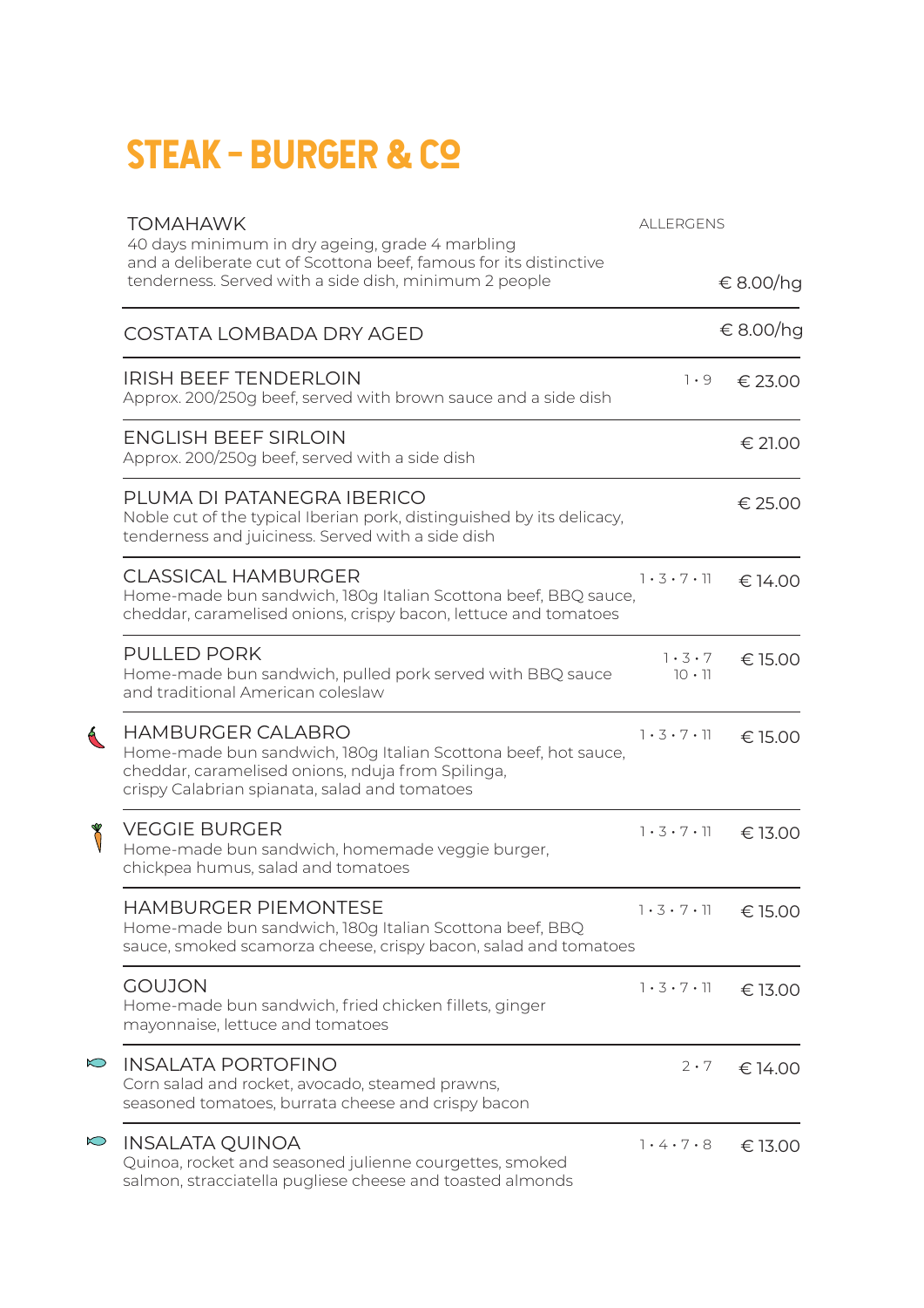# STEAK - BURGER & C°

| | ALLERGENS | |
|---|---|---|
| **TOMAHAWK**<br>40 days minimum in dry ageing, grade 4 marbling and a deliberate cut of Scottona beef, famous for its distinctive tenderness. Served with a side dish, minimum 2 people | | € 8.00/hg |
| **COSTATA LOMBADA DRY AGED** | | € 8.00/hg |
| **IRISH BEEF TENDERLOIN**<br>Approx. 200/250g beef, served with brown sauce and a side dish | 1 • 9 | € 23.00 |
| **ENGLISH BEEF SIRLOIN**<br>Approx. 200/250g beef, served with a side dish | | € 21.00 |
| **PLUMA DI PATANEGRA IBERICO**<br>Noble cut of the typical Iberian pork, distinguished by its delicacy, tenderness and juiciness. Served with a side dish | | € 25.00 |
| **CLASSICAL HAMBURGER**<br>Home-made bun sandwich, 180g Italian Scottona beef, BBQ sauce, cheddar, caramelised onions, crispy bacon, lettuce and tomatoes | 1 • 3 • 7 • 11 | € 14.00 |
| **PULLED PORK**<br>Home-made bun sandwich, pulled pork served with BBQ sauce and traditional American coleslaw | 1 • 3 • 7<br>10 • 11 | € 15.00 |
| **HAMBURGER CALABRO**<br>Home-made bun sandwich, 180g Italian Scottona beef, hot sauce, cheddar, caramelised onions, nduja from Spilinga, crispy Calabrian spianata, salad and tomatoes | 1 • 3 • 7 • 11 | € 15.00 |
| **VEGGIE BURGER**<br>Home-made bun sandwich, homemade veggie burger, chickpea humus, salad and tomatoes | 1 • 3 • 7 • 11 | € 13.00 |
| **HAMBURGER PIEMONTESE**<br>Home-made bun sandwich, 180g Italian Scottona beef, BBQ sauce, smoked scamorza cheese, crispy bacon, salad and tomatoes | 1 • 3 • 7 • 11 | € 15.00 |
| **GOUJON**<br>Home-made bun sandwich, fried chicken fillets, ginger mayonnaise, lettuce and tomatoes | 1 • 3 • 7 • 11 | € 13.00 |
| **INSALATA PORTOFINO**<br>Corn salad and rocket, avocado, steamed prawns, seasoned tomatoes, burrata cheese and crispy bacon | 2 • 7 | € 14.00 |
| **INSALATA QUINOA**<br>Quinoa, rocket and seasoned julienne courgettes, smoked salmon, stracciatella pugliese cheese and toasted almonds | 1 • 4 • 7 • 8 | € 13.00 |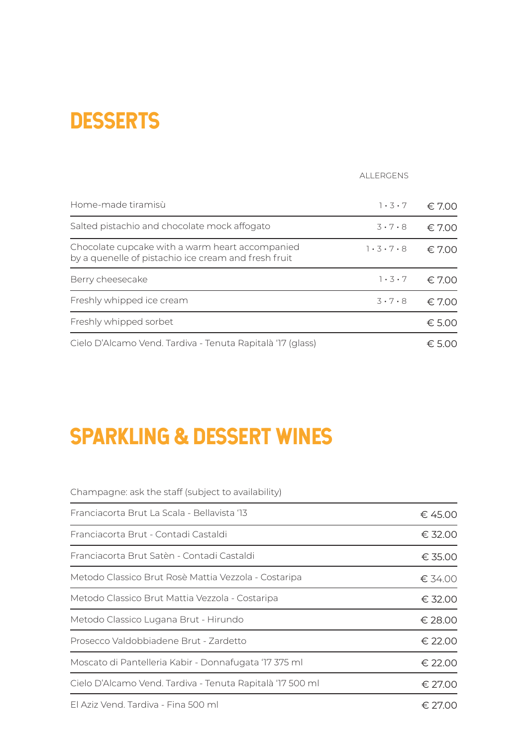# DESSERTS

| | ALLERGENS | |
|---|---|---|
| Home-made tiramisù | 1 • 3 • 7 | € 7.00 |
| Salted pistachio and chocolate mock affogato | 3 • 7 • 8 | € 7.00 |
| Chocolate cupcake with a warm heart accompanied by a quenelle of pistachio ice cream and fresh fruit | 1 • 3 • 7 • 8 | € 7.00 |
| Berry cheesecake | 1 • 3 • 7 | € 7.00 |
| Freshly whipped ice cream | 3 • 7 • 8 | € 7.00 |
| Freshly whipped sorbet | | € 5.00 |
| Cielo D'Alcamo Vend. Tardiva - Tenuta Rapitalà '17 (glass) | | € 5.00 |

# SPARKLING & DESSERT WINES

| | |
|---|---|
| Champagne: ask the staff (subject to availability) | |
| Franciacorta Brut La Scala - Bellavista '13 | € 45.00 |
| Franciacorta Brut - Contadi Castaldi | € 32.00 |
| Franciacorta Brut Satèn - Contadi Castaldi | € 35.00 |
| Metodo Classico Brut Rosè Mattia Vezzola - Costaripa | € 34.00 |
| Metodo Classico Brut Mattia Vezzola - Costaripa | € 32.00 |
| Metodo Classico Lugana Brut - Hirundo | € 28.00 |
| Prosecco Valdobbiadene Brut - Zardetto | € 22.00 |
| Moscato di Pantelleria Kabir - Donnafugata '17 375 ml | € 22.00 |
| Cielo D'Alcamo Vend. Tardiva - Tenuta Rapitalà '17 500 ml | € 27.00 |
| El Aziz Vend. Tardiva - Fina 500 ml | € 27.00 |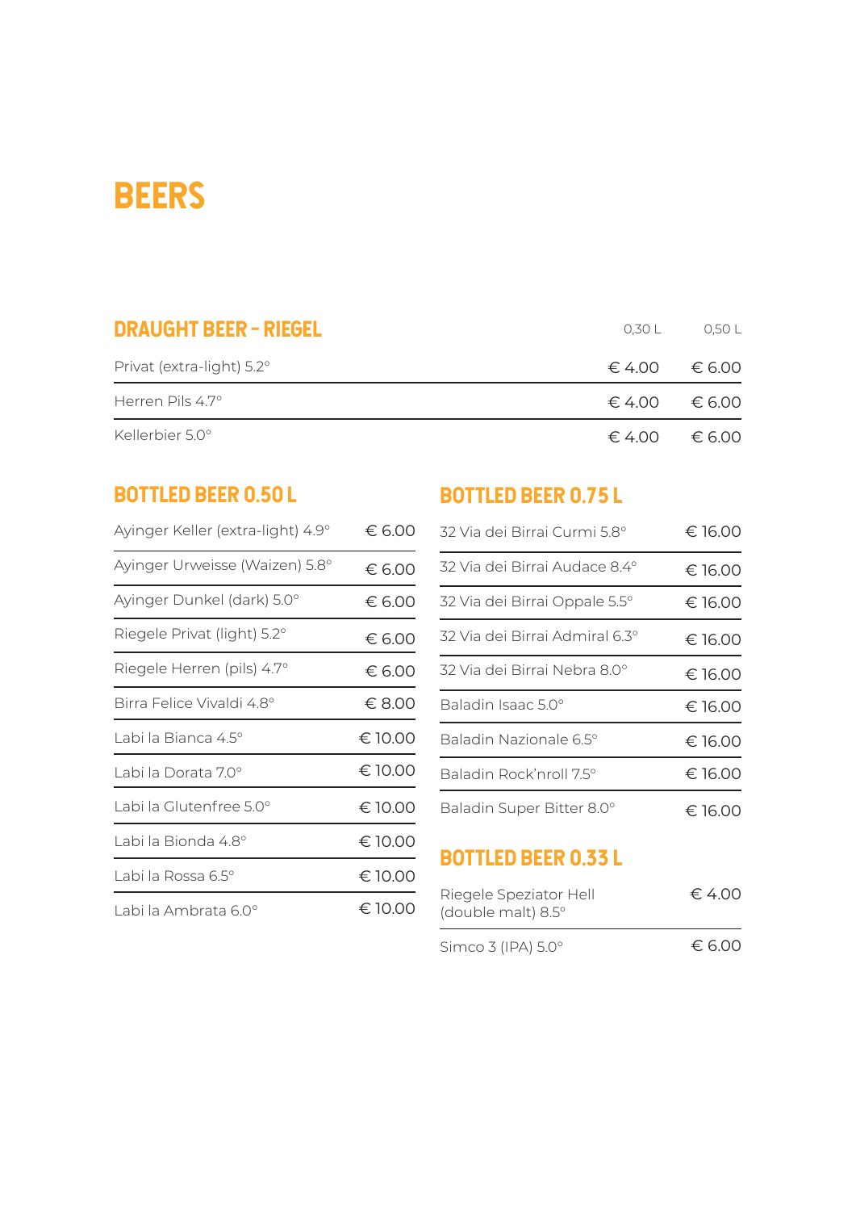# BEERS

## DRAUGHT BEER – RIEGEL

| | 0,30 L | 0,50 L |
|---|---|---|
| Privat (extra-light) 5.2° | € 4.00 | € 6.00 |
| Herren Pils 4.7° | € 4.00 | € 6.00 |
| Kellerbier 5.0° | € 4.00 | € 6.00 |

## BOTTLED BEER 0.50 L

| | |
|---|---|
| Ayinger Keller (extra-light) 4.9° | € 6.00 |
| Ayinger Urweisse (Waizen) 5.8° | € 6.00 |
| Ayinger Dunkel (dark) 5.0° | € 6.00 |
| Riegele Privat (light) 5.2° | € 6.00 |
| Riegele Herren (pils) 4.7° | € 6.00 |
| Birra Felice Vivaldi 4.8° | € 8.00 |
| Labi la Bianca 4.5° | € 10.00 |
| Labi la Dorata 7.0° | € 10.00 |
| Labi la Glutenfree 5.0° | € 10.00 |
| Labi la Bionda 4.8° | € 10.00 |
| Labi la Rossa 6.5° | € 10.00 |
| Labi la Ambrata 6.0° | € 10.00 |

## BOTTLED BEER 0.75 L

| | |
|---|---|
| 32 Via dei Birrai Curmi 5.8° | € 16.00 |
| 32 Via dei Birrai Audace 8.4° | € 16.00 |
| 32 Via dei Birrai Oppale 5.5° | € 16.00 |
| 32 Via dei Birrai Admiral 6.3° | € 16.00 |
| 32 Via dei Birrai Nebra 8.0° | € 16.00 |
| Baladin Isaac 5.0° | € 16.00 |
| Baladin Nazionale 6.5° | € 16.00 |
| Baladin Rock'nroll 7.5° | € 16.00 |
| Baladin Super Bitter 8.0° | € 16.00 |

## BOTTLED BEER 0.33 L

| | |
|---|---|
| Riegele Speziator Hell (double malt) 8.5° | € 4.00 |
| Simco 3 (IPA) 5.0° | € 6.00 |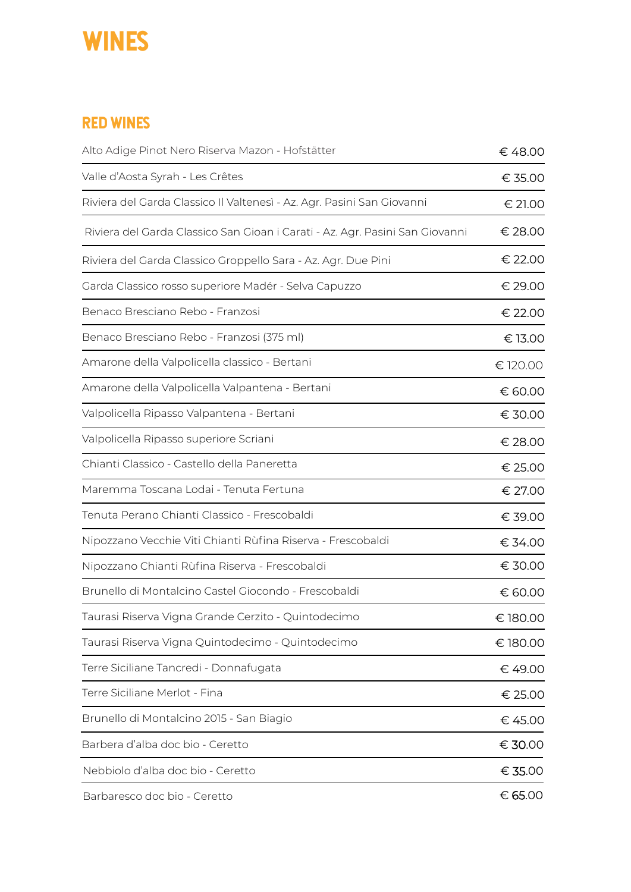# WINES

## RED WINES

| | |
|---|---|
| Alto Adige Pinot Nero Riserva Mazon - Hofstätter | € 48.00 |
| Valle d'Aosta Syrah - Les Crêtes | € 35.00 |
| Riviera del Garda Classico Il Valtenesì - Az. Agr. Pasini San Giovanni | € 21.00 |
| Riviera del Garda Classico San Gioan i Carati - Az. Agr. Pasini San Giovanni | € 28.00 |
| Riviera del Garda Classico Groppello Sara - Az. Agr. Due Pini | € 22.00 |
| Garda Classico rosso superiore Madér - Selva Capuzzo | € 29.00 |
| Benaco Bresciano Rebo - Franzosi | € 22.00 |
| Benaco Bresciano Rebo - Franzosi (375 ml) | € 13.00 |
| Amarone della Valpolicella classico - Bertani | € 120.00 |
| Amarone della Valpolicella Valpantena - Bertani | € 60.00 |
| Valpolicella Ripasso Valpantena - Bertani | € 30.00 |
| Valpolicella Ripasso superiore Scriani | € 28.00 |
| Chianti Classico - Castello della Paneretta | € 25.00 |
| Maremma Toscana Lodai - Tenuta Fertuna | € 27.00 |
| Tenuta Perano Chianti Classico - Frescobaldi | € 39.00 |
| Nipozzano Vecchie Viti Chianti Rùfina Riserva - Frescobaldi | € 34.00 |
| Nipozzano Chianti Rùfina Riserva - Frescobaldi | € 30.00 |
| Brunello di Montalcino Castel Giocondo - Frescobaldi | € 60.00 |
| Taurasi Riserva Vigna Grande Cerzito - Quintodecimo | € 180.00 |
| Taurasi Riserva Vigna Quintodecimo - Quintodecimo | € 180.00 |
| Terre Siciliane Tancredi - Donnafugata | € 49.00 |
| Terre Siciliane Merlot - Fina | € 25.00 |
| Brunello di Montalcino 2015 - San Biagio | € 45.00 |
| Barbera d'alba doc bio - Ceretto | € 30.00 |
| Nebbiolo d'alba doc bio - Ceretto | € 35.00 |
| Barbaresco doc bio - Ceretto | € 65.00 |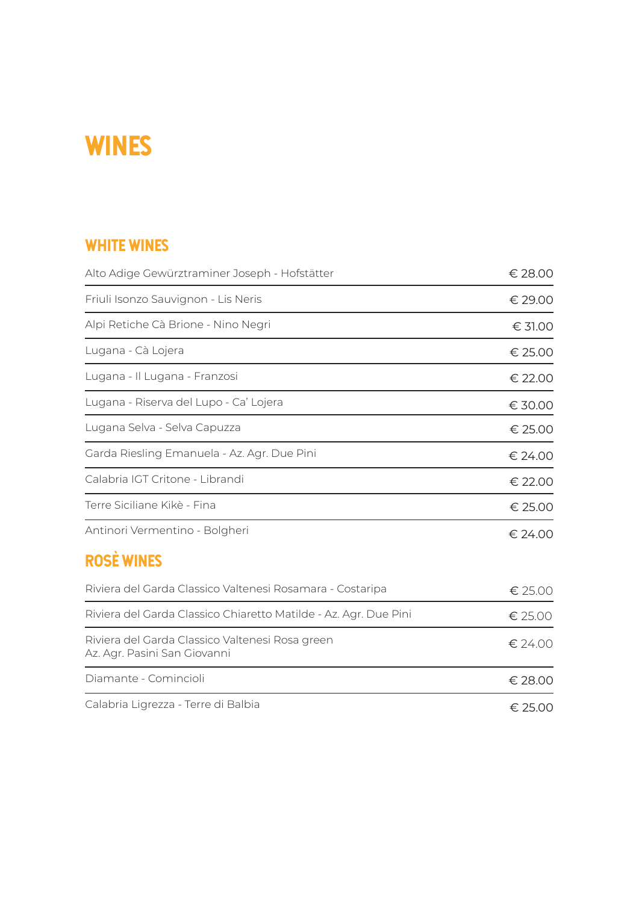# WINES

## WHITE WINES

| | |
|---|---|
| Alto Adige Gewürztraminer Joseph - Hofstätter | € 28.00 |
| Friuli Isonzo Sauvignon - Lis Neris | € 29.00 |
| Alpi Retiche Cà Brione - Nino Negri | € 31.00 |
| Lugana - Cà Lojera | € 25.00 |
| Lugana - Il Lugana - Franzosi | € 22.00 |
| Lugana - Riserva del Lupo - Ca' Lojera | € 30.00 |
| Lugana Selva - Selva Capuzza | € 25.00 |
| Garda Riesling Emanuela - Az. Agr. Due Pini | € 24.00 |
| Calabria IGT Critone - Librandi | € 22.00 |
| Terre Siciliane Kikè - Fina | € 25.00 |
| Antinori Vermentino - Bolgheri | € 24.00 |

## ROSÈ WINES

| | |
|---|---|
| Riviera del Garda Classico Valtenesi Rosamara - Costaripa | € 25.00 |
| Riviera del Garda Classico Chiaretto Matilde - Az. Agr. Due Pini | € 25.00 |
| Riviera del Garda Classico Valtenesi Rosa green Az. Agr. Pasini San Giovanni | € 24.00 |
| Diamante - Comincioli | € 28.00 |
| Calabria Ligrezza - Terre di Balbia | € 25.00 |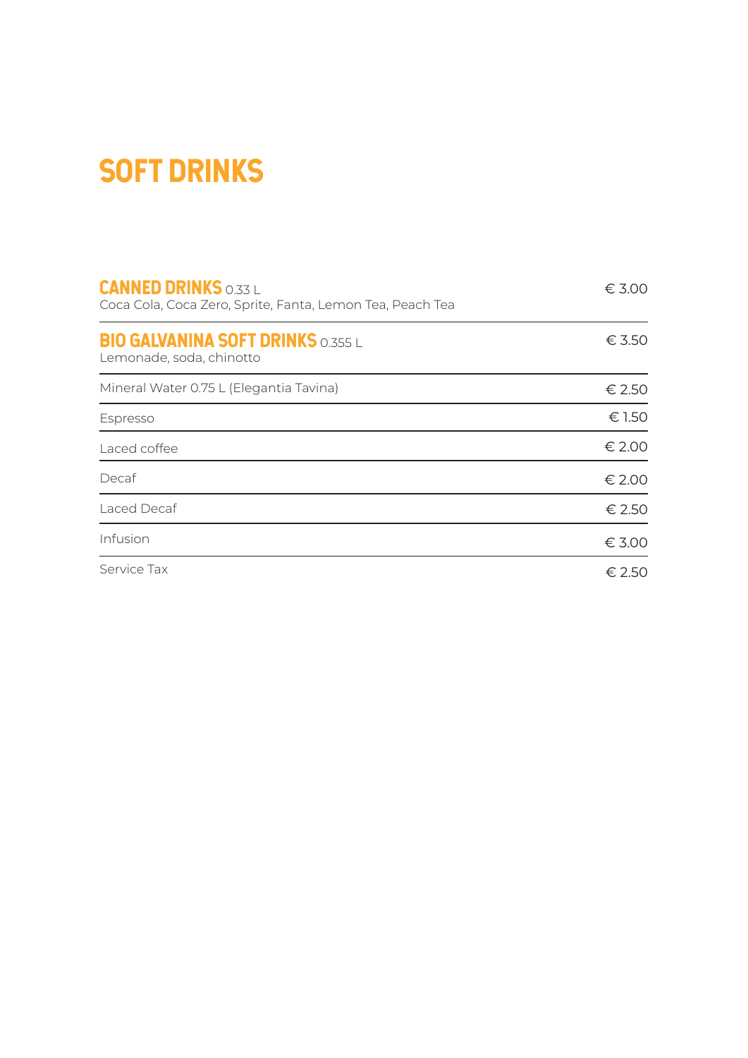# SOFT DRINKS

| | |
|---|---|
| **CANNED DRINKS** 0.33 L<br>Coca Cola, Coca Zero, Sprite, Fanta, Lemon Tea, Peach Tea | € 3.00 |
| **BIO GALVANINA SOFT DRINKS** 0.355 L<br>Lemonade, soda, chinotto | € 3.50 |
| Mineral Water 0.75 L (Elegantia Tavina) | € 2.50 |
| Espresso | € 1.50 |
| Laced coffee | € 2.00 |
| Decaf | € 2.00 |
| Laced Decaf | € 2.50 |
| Infusion | € 3.00 |
| Service Tax | € 2.50 |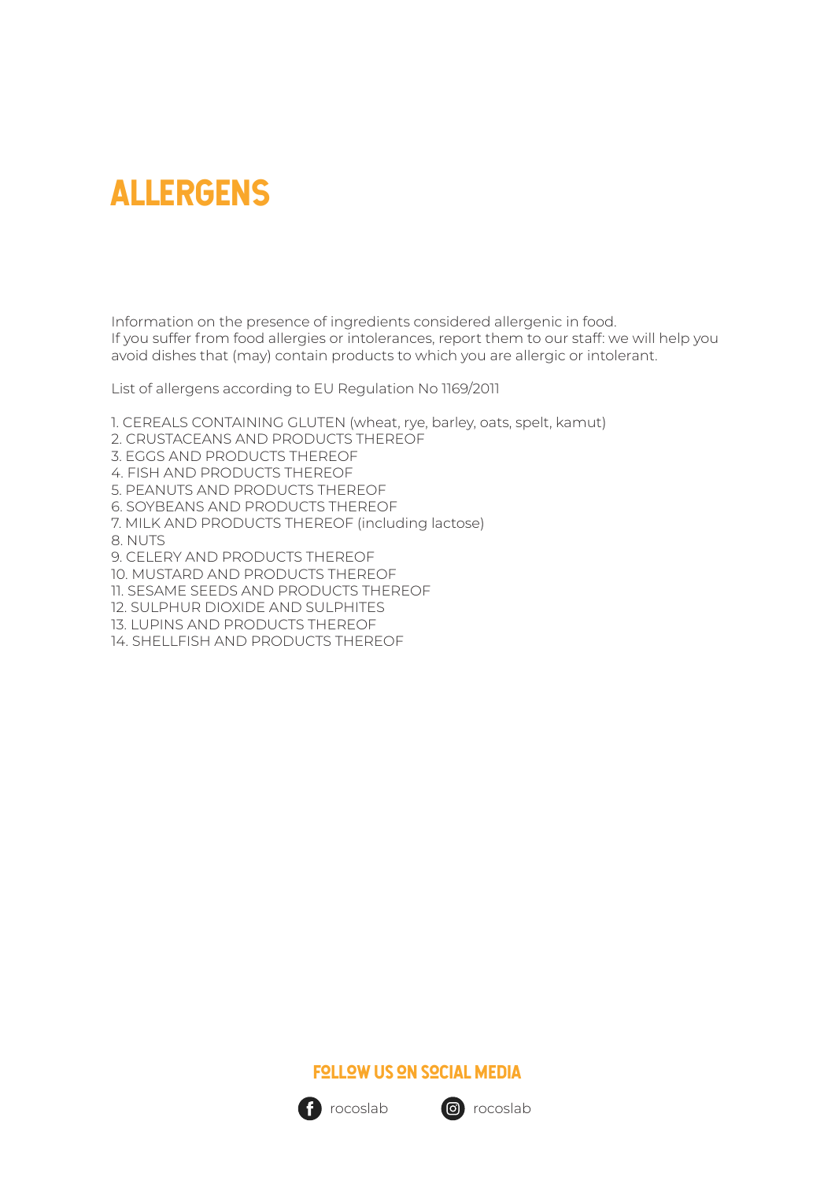# ALLERGENS

Information on the presence of ingredients considered allergenic in food.
If you suffer from food allergies or intolerances, report them to our staff: we will help you avoid dishes that (may) contain products to which you are allergic or intolerant.

List of allergens according to EU Regulation No 1169/2011

1. CEREALS CONTAINING GLUTEN (wheat, rye, barley, oats, spelt, kamut)
2. CRUSTACEANS AND PRODUCTS THEREOF
3. EGGS AND PRODUCTS THEREOF
4. FISH AND PRODUCTS THEREOF
5. PEANUTS AND PRODUCTS THEREOF
6. SOYBEANS AND PRODUCTS THEREOF
7. MILK AND PRODUCTS THEREOF (including lactose)
8. NUTS
9. CELERY AND PRODUCTS THEREOF
10. MUSTARD AND PRODUCTS THEREOF
11. SESAME SEEDS AND PRODUCTS THEREOF
12. SULPHUR DIOXIDE AND SULPHITES
13. LUPINS AND PRODUCTS THEREOF
14. SHELLFISH AND PRODUCTS THEREOF

## FOLLOW US ON SOCIAL MEDIA

rocoslab rocoslab